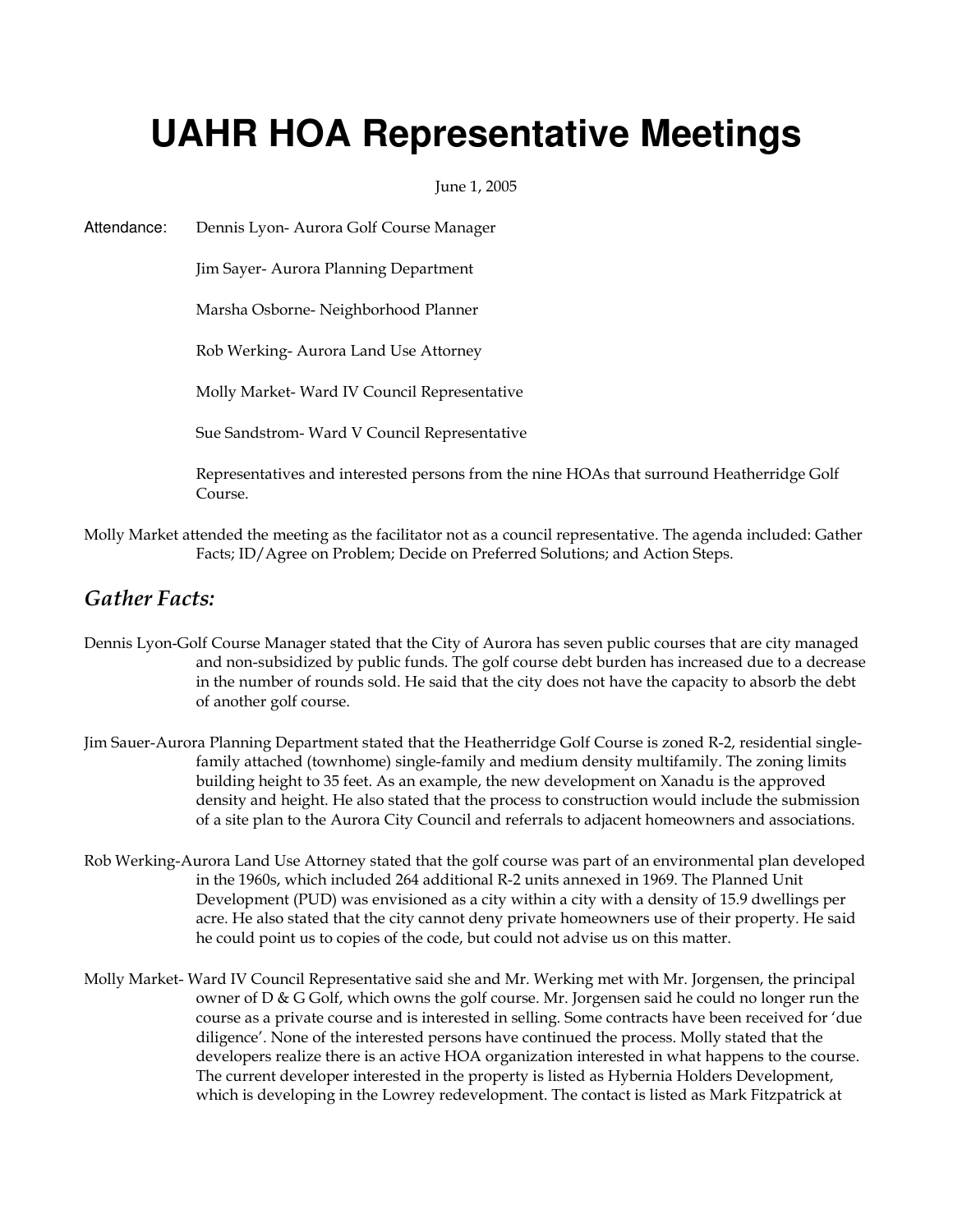# UAHR HOA Representative Meetings

June 1, 2005

Attendance: Dennis Lyon- Aurora Golf Course Manager

Jim Sayer- Aurora Planning Department

Marsha Osborne- Neighborhood Planner

Rob Werking- Aurora Land Use Attorney

Molly Market- Ward IV Council Representative

Sue Sandstrom- Ward V Council Representative

Representatives and interested persons from the nine HOAs that surround Heatherridge Golf Course.

Molly Market attended the meeting as the facilitator not as a council representative. The agenda included: Gather Facts; ID/Agree on Problem; Decide on Preferred Solutions; and Action Steps.

## *Gather Facts:*

Dennis Lyon-Golf Course Manager stated that the City of Aurora has seven public courses that are city managed and non-subsidized by public funds. The golf course debt burden has increased due to a decrease in the number of rounds sold. He said that the city does not have the capacity to absorb the debt of another golf course.

Jim Sauer-Aurora Planning Department stated that the Heatherridge Golf Course is zoned R-2, residential single-family attached (townhome) single-family and medium density multifamily. The zoning limits building height to 35 feet. As an example, the new development on Xanadu is the approved density and height. He also stated that the process to construction would include the submission of a site plan to the Aurora City Council and referrals to adjacent homeowners and associations.

Rob Werking-Aurora Land Use Attorney stated that the golf course was part of an environmental plan developed in the 1960s, which included 264 additional R-2 units annexed in 1969. The Planned Unit Development (PUD) was envisioned as a city within a city with a density of 15.9 dwellings per acre. He also stated that the city cannot deny private homeowners use of their property. He said he could point us to copies of the code, but could not advise us on this matter.

Molly Market- Ward IV Council Representative said she and Mr. Werking met with Mr. Jorgensen, the principal owner of D & G Golf, which owns the golf course. Mr. Jorgensen said he could no longer run the course as a private course and is interested in selling. Some contracts have been received for 'due diligence'. None of the interested persons have continued the process. Molly stated that the developers realize there is an active HOA organization interested in what happens to the course. The current developer interested in the property is listed as Hybernia Holders Development, which is developing in the Lowrey redevelopment. The contact is listed as Mark Fitzpatrick at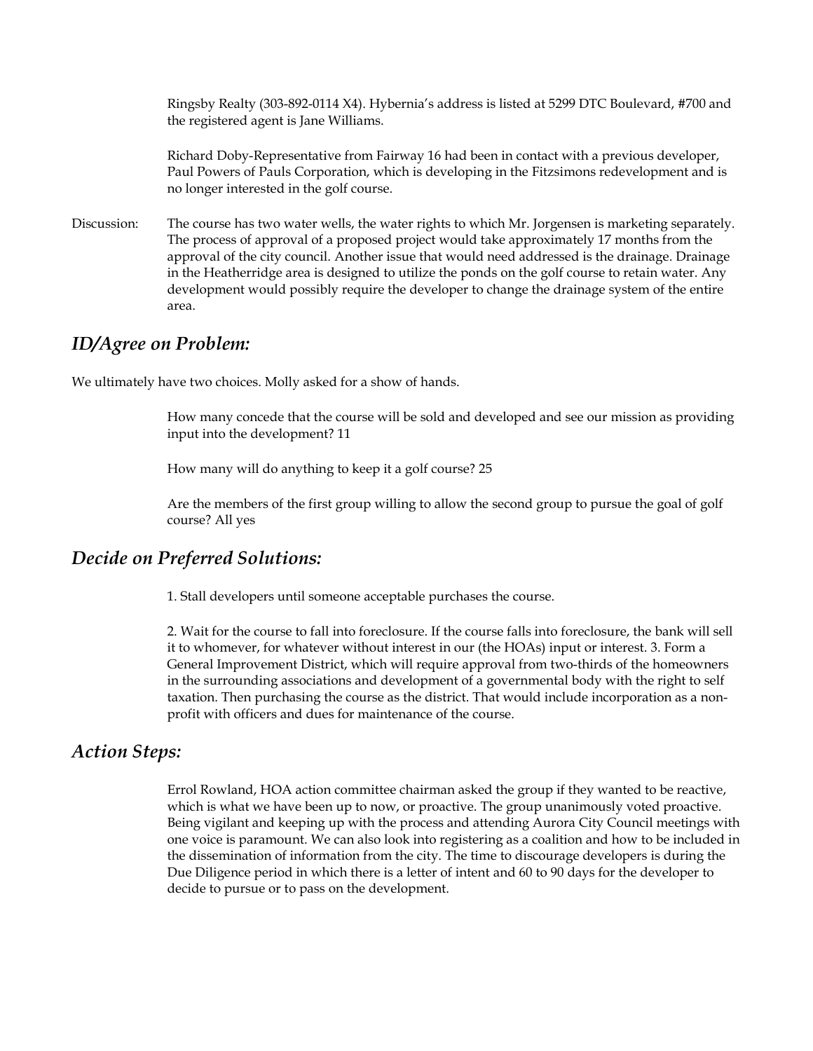Ringsby Realty (303-892-0114 X4). Hybernia's address is listed at 5299 DTC Boulevard, #700 and the registered agent is Jane Williams.

Richard Doby-Representative from Fairway 16 had been in contact with a previous developer, Paul Powers of Pauls Corporation, which is developing in the Fitzsimons redevelopment and is no longer interested in the golf course.

Discussion: The course has two water wells, the water rights to which Mr. Jorgensen is marketing separately. The process of approval of a proposed project would take approximately 17 months from the approval of the city council. Another issue that would need addressed is the drainage. Drainage in the Heatherridge area is designed to utilize the ponds on the golf course to retain water. Any development would possibly require the developer to change the drainage system of the entire area.

## *ID/Agree on Problem:*

We ultimately have two choices. Molly asked for a show of hands.

How many concede that the course will be sold and developed and see our mission as providing input into the development? 11

How many will do anything to keep it a golf course? 25

Are the members of the first group willing to allow the second group to pursue the goal of golf course? All yes

## *Decide on Preferred Solutions:*

1. Stall developers until someone acceptable purchases the course.

2. Wait for the course to fall into foreclosure. If the course falls into foreclosure, the bank will sell it to whomever, for whatever without interest in our (the HOAs) input or interest. 3. Form a General Improvement District, which will require approval from two-thirds of the homeowners in the surrounding associations and development of a governmental body with the right to self taxation. Then purchasing the course as the district. That would include incorporation as a non-profit with officers and dues for maintenance of the course.

## *Action Steps:*

Errol Rowland, HOA action committee chairman asked the group if they wanted to be reactive, which is what we have been up to now, or proactive. The group unanimously voted proactive. Being vigilant and keeping up with the process and attending Aurora City Council meetings with one voice is paramount. We can also look into registering as a coalition and how to be included in the dissemination of information from the city. The time to discourage developers is during the Due Diligence period in which there is a letter of intent and 60 to 90 days for the developer to decide to pursue or to pass on the development.